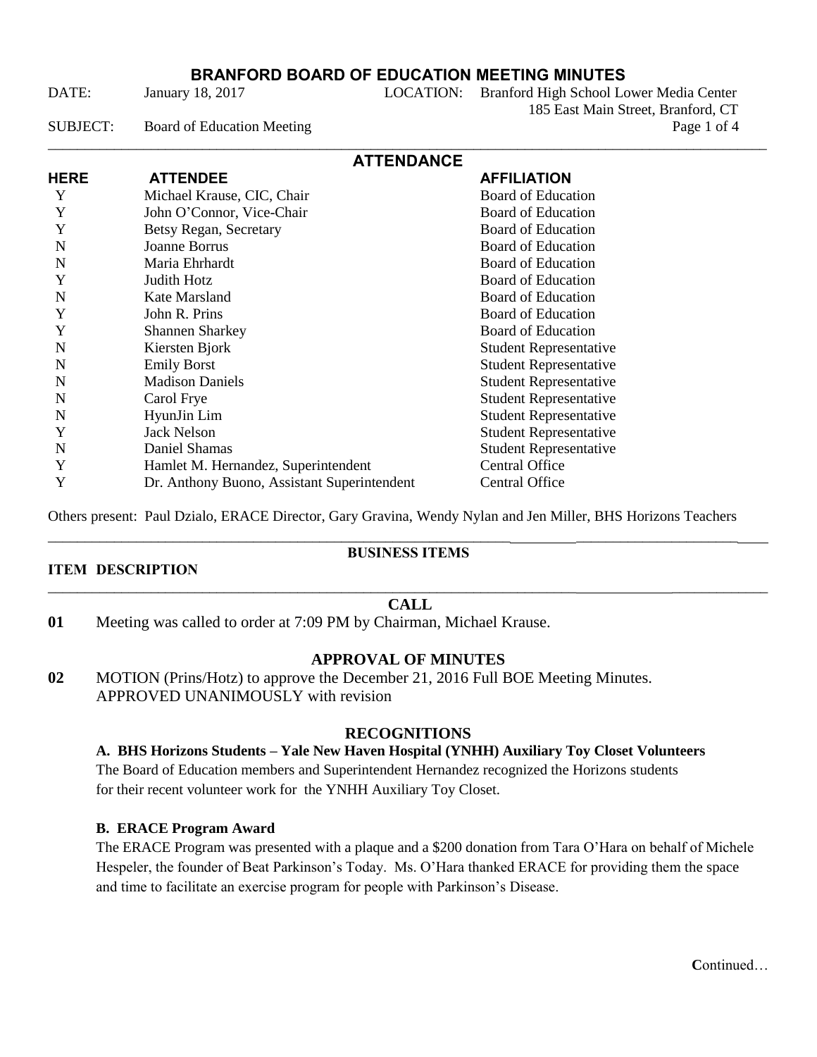# BRANFORD BOARD OF EDUCATION MEETING MINUTES

DATE: January 18, 2017 LOCATION: Branford High School Lower Media Center
185 East Main Street, Branford, CT

SUBJECT: Board of Education Meeting

## ATTENDANCE

| HERE | ATTENDEE | AFFILIATION |
|---|---|---|
| Y | Michael Krause, CIC, Chair | Board of Education |
| Y | John O'Connor, Vice-Chair | Board of Education |
| Y | Betsy Regan, Secretary | Board of Education |
| N | Joanne Borrus | Board of Education |
| N | Maria Ehrhardt | Board of Education |
| Y | Judith Hotz | Board of Education |
| N | Kate Marsland | Board of Education |
| Y | John R. Prins | Board of Education |
| Y | Shannen Sharkey | Board of Education |
| N | Kiersten Bjork | Student Representative |
| N | Emily Borst | Student Representative |
| N | Madison Daniels | Student Representative |
| N | Carol Frye | Student Representative |
| N | HyunJin Lim | Student Representative |
| Y | Jack Nelson | Student Representative |
| N | Daniel Shamas | Student Representative |
| Y | Hamlet M. Hernandez, Superintendent | Central Office |
| Y | Dr. Anthony Buono, Assistant Superintendent | Central Office |

Others present: Paul Dzialo, ERACE Director, Gary Gravina, Wendy Nylan and Jen Miller, BHS Horizons Teachers

## BUSINESS ITEMS

**ITEM DESCRIPTION**

### CALL

**01** Meeting was called to order at 7:09 PM by Chairman, Michael Krause.

### APPROVAL OF MINUTES

**02** MOTION (Prins/Hotz) to approve the December 21, 2016 Full BOE Meeting Minutes. APPROVED UNANIMOUSLY with revision

### RECOGNITIONS

**A. BHS Horizons Students – Yale New Haven Hospital (YNHH) Auxiliary Toy Closet Volunteers**

The Board of Education members and Superintendent Hernandez recognized the Horizons students for their recent volunteer work for the YNHH Auxiliary Toy Closet.

**B. ERACE Program Award**

The ERACE Program was presented with a plaque and a $200 donation from Tara O'Hara on behalf of Michele Hespeler, the founder of Beat Parkinson's Today. Ms. O'Hara thanked ERACE for providing them the space and time to facilitate an exercise program for people with Parkinson's Disease.

Continued…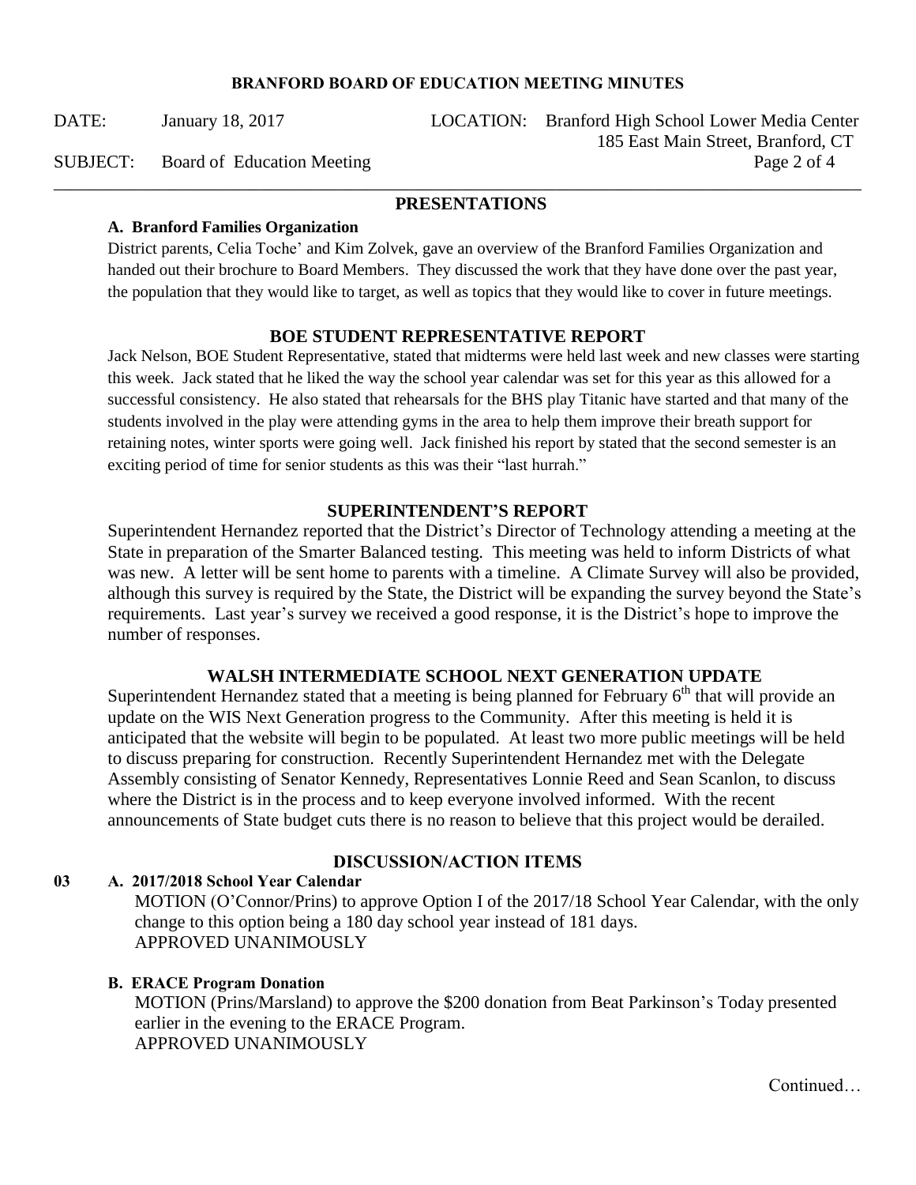## PRESENTATIONS

**A. Branford Families Organization**

District parents, Celia Toche' and Kim Zolvek, gave an overview of the Branford Families Organization and handed out their brochure to Board Members. They discussed the work that they have done over the past year, the population that they would like to target, as well as topics that they would like to cover in future meetings.

## BOE STUDENT REPRESENTATIVE REPORT

Jack Nelson, BOE Student Representative, stated that midterms were held last week and new classes were starting this week. Jack stated that he liked the way the school year calendar was set for this year as this allowed for a successful consistency. He also stated that rehearsals for the BHS play Titanic have started and that many of the students involved in the play were attending gyms in the area to help them improve their breath support for retaining notes, winter sports were going well. Jack finished his report by stated that the second semester is an exciting period of time for senior students as this was their "last hurrah."

## SUPERINTENDENT'S REPORT

Superintendent Hernandez reported that the District's Director of Technology attending a meeting at the State in preparation of the Smarter Balanced testing. This meeting was held to inform Districts of what was new. A letter will be sent home to parents with a timeline. A Climate Survey will also be provided, although this survey is required by the State, the District will be expanding the survey beyond the State's requirements. Last year's survey we received a good response, it is the District's hope to improve the number of responses.

## WALSH INTERMEDIATE SCHOOL NEXT GENERATION UPDATE

Superintendent Hernandez stated that a meeting is being planned for February 6th that will provide an update on the WIS Next Generation progress to the Community. After this meeting is held it is anticipated that the website will begin to be populated. At least two more public meetings will be held to discuss preparing for construction. Recently Superintendent Hernandez met with the Delegate Assembly consisting of Senator Kennedy, Representatives Lonnie Reed and Sean Scanlon, to discuss where the District is in the process and to keep everyone involved informed. With the recent announcements of State budget cuts there is no reason to believe that this project would be derailed.

## DISCUSSION/ACTION ITEMS

03 **A. 2017/2018 School Year Calendar**

MOTION (O'Connor/Prins) to approve Option I of the 2017/18 School Year Calendar, with the only change to this option being a 180 day school year instead of 181 days.
APPROVED UNANIMOUSLY

**B. ERACE Program Donation**

MOTION (Prins/Marsland) to approve the $200 donation from Beat Parkinson's Today presented earlier in the evening to the ERACE Program.
APPROVED UNANIMOUSLY

Continued…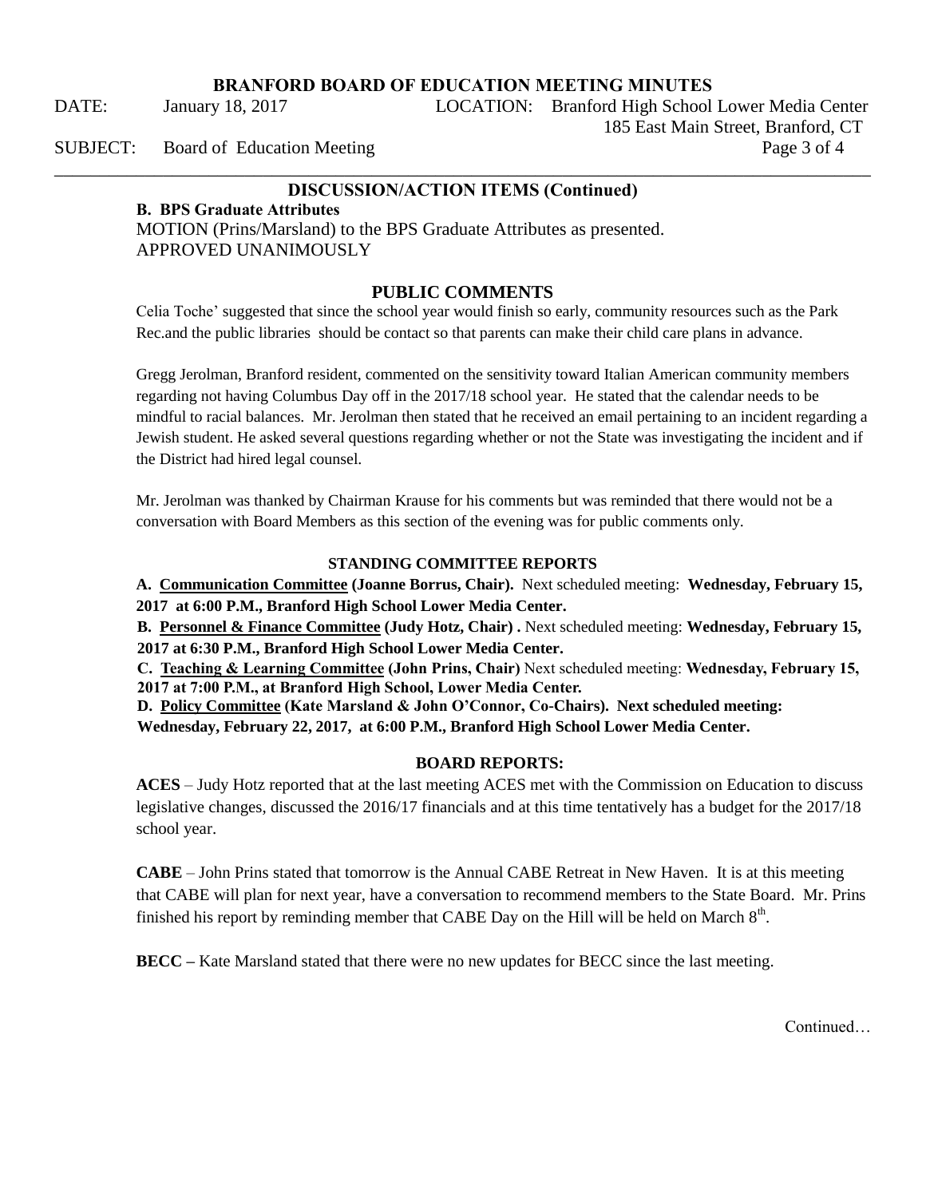## DISCUSSION/ACTION ITEMS (Continued)

**B. BPS Graduate Attributes**

MOTION (Prins/Marsland) to the BPS Graduate Attributes as presented.
APPROVED UNANIMOUSLY

## PUBLIC COMMENTS

Celia Toche' suggested that since the school year would finish so early, community resources such as the Park Rec.and the public libraries should be contact so that parents can make their child care plans in advance.

Gregg Jerolman, Branford resident, commented on the sensitivity toward Italian American community members regarding not having Columbus Day off in the 2017/18 school year. He stated that the calendar needs to be mindful to racial balances. Mr. Jerolman then stated that he received an email pertaining to an incident regarding a Jewish student. He asked several questions regarding whether or not the State was investigating the incident and if the District had hired legal counsel.

Mr. Jerolman was thanked by Chairman Krause for his comments but was reminded that there would not be a conversation with Board Members as this section of the evening was for public comments only.

### STANDING COMMITTEE REPORTS

**A. Communication Committee (Joanne Borrus, Chair).** Next scheduled meeting: **Wednesday, February 15, 2017 at 6:00 P.M., Branford High School Lower Media Center.**

**B. Personnel & Finance Committee (Judy Hotz, Chair) .** Next scheduled meeting: **Wednesday, February 15, 2017 at 6:30 P.M., Branford High School Lower Media Center.**

**C. Teaching & Learning Committee (John Prins, Chair)** Next scheduled meeting: **Wednesday, February 15, 2017 at 7:00 P.M., at Branford High School, Lower Media Center.**

**D. Policy Committee (Kate Marsland & John O'Connor, Co-Chairs). Next scheduled meeting: Wednesday, February 22, 2017, at 6:00 P.M., Branford High School Lower Media Center.**

### BOARD REPORTS:

**ACES** – Judy Hotz reported that at the last meeting ACES met with the Commission on Education to discuss legislative changes, discussed the 2016/17 financials and at this time tentatively has a budget for the 2017/18 school year.

**CABE** – John Prins stated that tomorrow is the Annual CABE Retreat in New Haven. It is at this meeting that CABE will plan for next year, have a conversation to recommend members to the State Board. Mr. Prins finished his report by reminding member that CABE Day on the Hill will be held on March 8th.

**BECC –** Kate Marsland stated that there were no new updates for BECC since the last meeting.

Continued…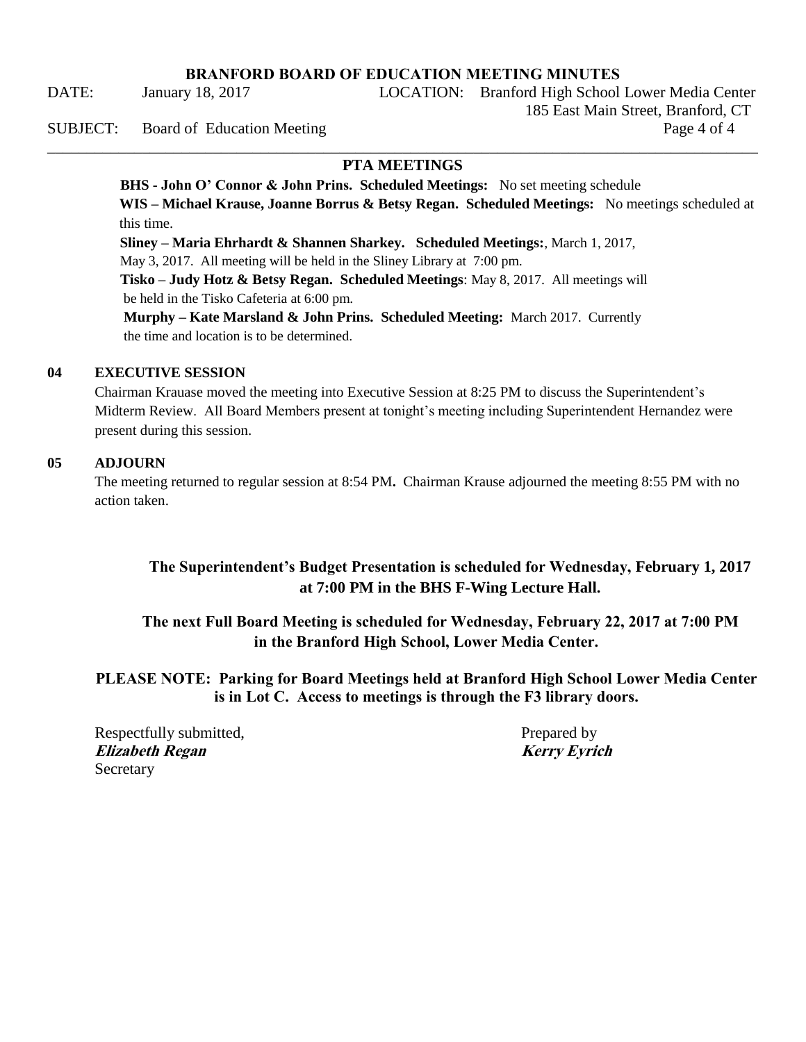## PTA MEETINGS

**BHS - John O' Connor & John Prins. Scheduled Meetings:** No set meeting schedule

**WIS – Michael Krause, Joanne Borrus & Betsy Regan. Scheduled Meetings:** No meetings scheduled at this time.

**Sliney – Maria Ehrhardt & Shannen Sharkey. Scheduled Meetings:**, March 1, 2017, May 3, 2017. All meeting will be held in the Sliney Library at 7:00 pm.

**Tisko – Judy Hotz & Betsy Regan. Scheduled Meetings**: May 8, 2017. All meetings will be held in the Tisko Cafeteria at 6:00 pm.

**Murphy – Kate Marsland & John Prins. Scheduled Meeting:** March 2017. Currently the time and location is to be determined.

### 04 EXECUTIVE SESSION

Chairman Krauase moved the meeting into Executive Session at 8:25 PM to discuss the Superintendent's Midterm Review. All Board Members present at tonight's meeting including Superintendent Hernandez were present during this session.

### 05 ADJOURN

The meeting returned to regular session at 8:54 PM**.** Chairman Krause adjourned the meeting 8:55 PM with no action taken.

**The Superintendent's Budget Presentation is scheduled for Wednesday, February 1, 2017 at 7:00 PM in the BHS F-Wing Lecture Hall.**

**The next Full Board Meeting is scheduled for Wednesday, February 22, 2017 at 7:00 PM in the Branford High School, Lower Media Center.**

**PLEASE NOTE: Parking for Board Meetings held at Branford High School Lower Media Center is in Lot C. Access to meetings is through the F3 library doors.**

Respectfully submitted,
***Elizabeth Regan***
Secretary

Prepared by
***Kerry Eyrich***